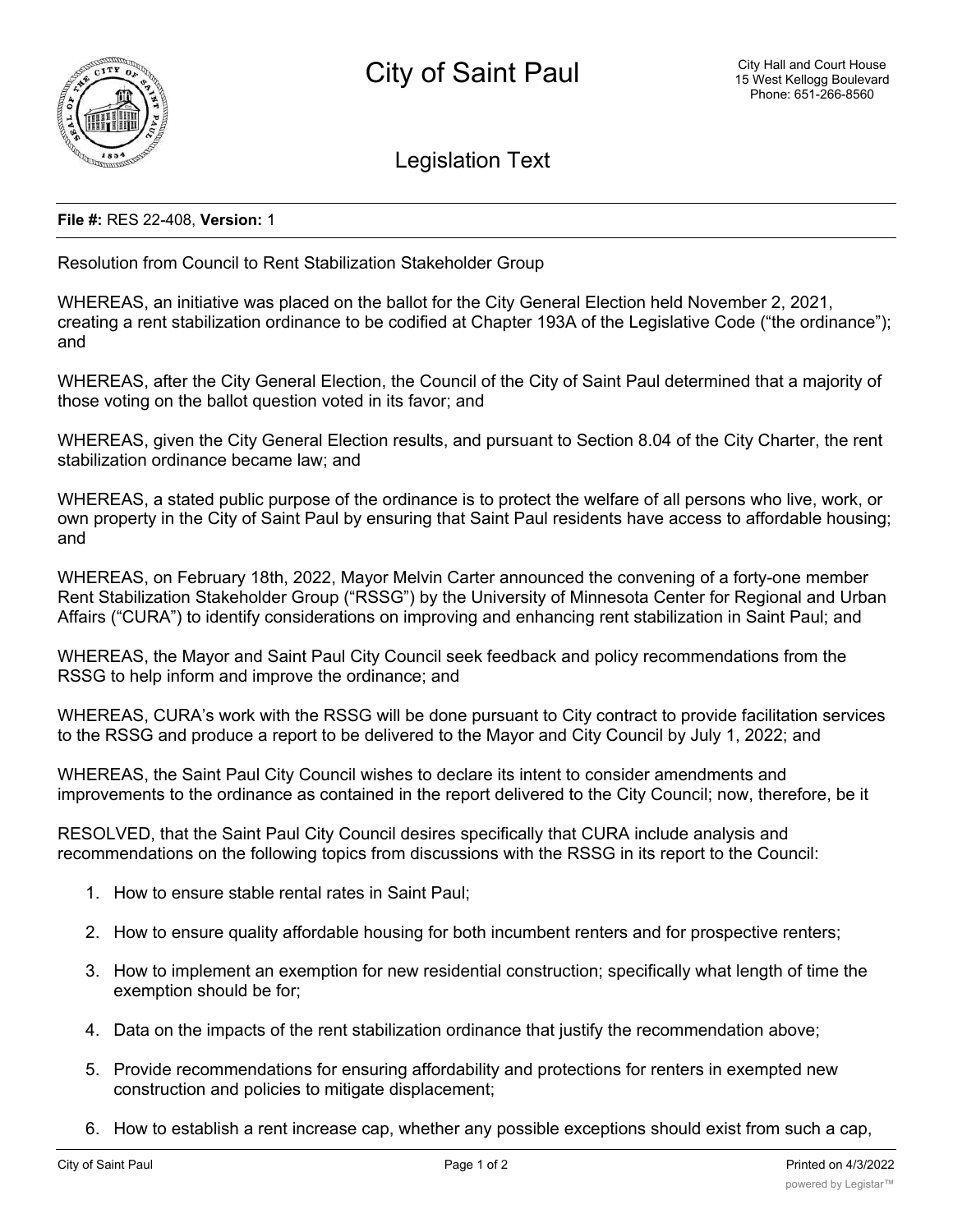# City of Saint Paul

City Hall and Court House
15 West Kellogg Boulevard
Phone: 651-266-8560

## Legislation Text

**File #:** RES 22-408, **Version:** 1

Resolution from Council to Rent Stabilization Stakeholder Group

WHEREAS, an initiative was placed on the ballot for the City General Election held November 2, 2021, creating a rent stabilization ordinance to be codified at Chapter 193A of the Legislative Code ("the ordinance"); and

WHEREAS, after the City General Election, the Council of the City of Saint Paul determined that a majority of those voting on the ballot question voted in its favor; and

WHEREAS, given the City General Election results, and pursuant to Section 8.04 of the City Charter, the rent stabilization ordinance became law; and

WHEREAS, a stated public purpose of the ordinance is to protect the welfare of all persons who live, work, or own property in the City of Saint Paul by ensuring that Saint Paul residents have access to affordable housing; and

WHEREAS, on February 18th, 2022, Mayor Melvin Carter announced the convening of a forty-one member Rent Stabilization Stakeholder Group ("RSSG") by the University of Minnesota Center for Regional and Urban Affairs ("CURA") to identify considerations on improving and enhancing rent stabilization in Saint Paul; and

WHEREAS, the Mayor and Saint Paul City Council seek feedback and policy recommendations from the RSSG to help inform and improve the ordinance; and

WHEREAS, CURA's work with the RSSG will be done pursuant to City contract to provide facilitation services to the RSSG and produce a report to be delivered to the Mayor and City Council by July 1, 2022; and

WHEREAS, the Saint Paul City Council wishes to declare its intent to consider amendments and improvements to the ordinance as contained in the report delivered to the City Council; now, therefore, be it

RESOLVED, that the Saint Paul City Council desires specifically that CURA include analysis and recommendations on the following topics from discussions with the RSSG in its report to the Council:

1. How to ensure stable rental rates in Saint Paul;
2. How to ensure quality affordable housing for both incumbent renters and for prospective renters;
3. How to implement an exemption for new residential construction; specifically what length of time the exemption should be for;
4. Data on the impacts of the rent stabilization ordinance that justify the recommendation above;
5. Provide recommendations for ensuring affordability and protections for renters in exempted new construction and policies to mitigate displacement;
6. How to establish a rent increase cap, whether any possible exceptions should exist from such a cap,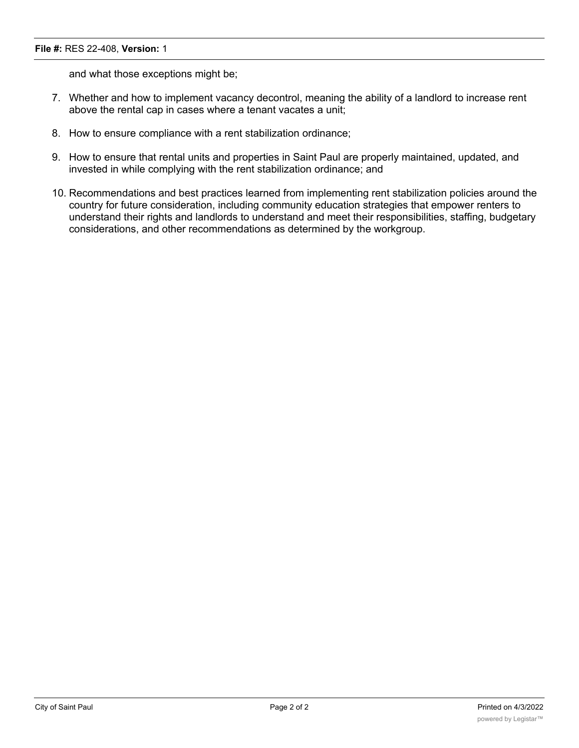and what those exceptions might be;

7. Whether and how to implement vacancy decontrol, meaning the ability of a landlord to increase rent above the rental cap in cases where a tenant vacates a unit;

8. How to ensure compliance with a rent stabilization ordinance;

9. How to ensure that rental units and properties in Saint Paul are properly maintained, updated, and invested in while complying with the rent stabilization ordinance; and

10. Recommendations and best practices learned from implementing rent stabilization policies around the country for future consideration, including community education strategies that empower renters to understand their rights and landlords to understand and meet their responsibilities, staffing, budgetary considerations, and other recommendations as determined by the workgroup.